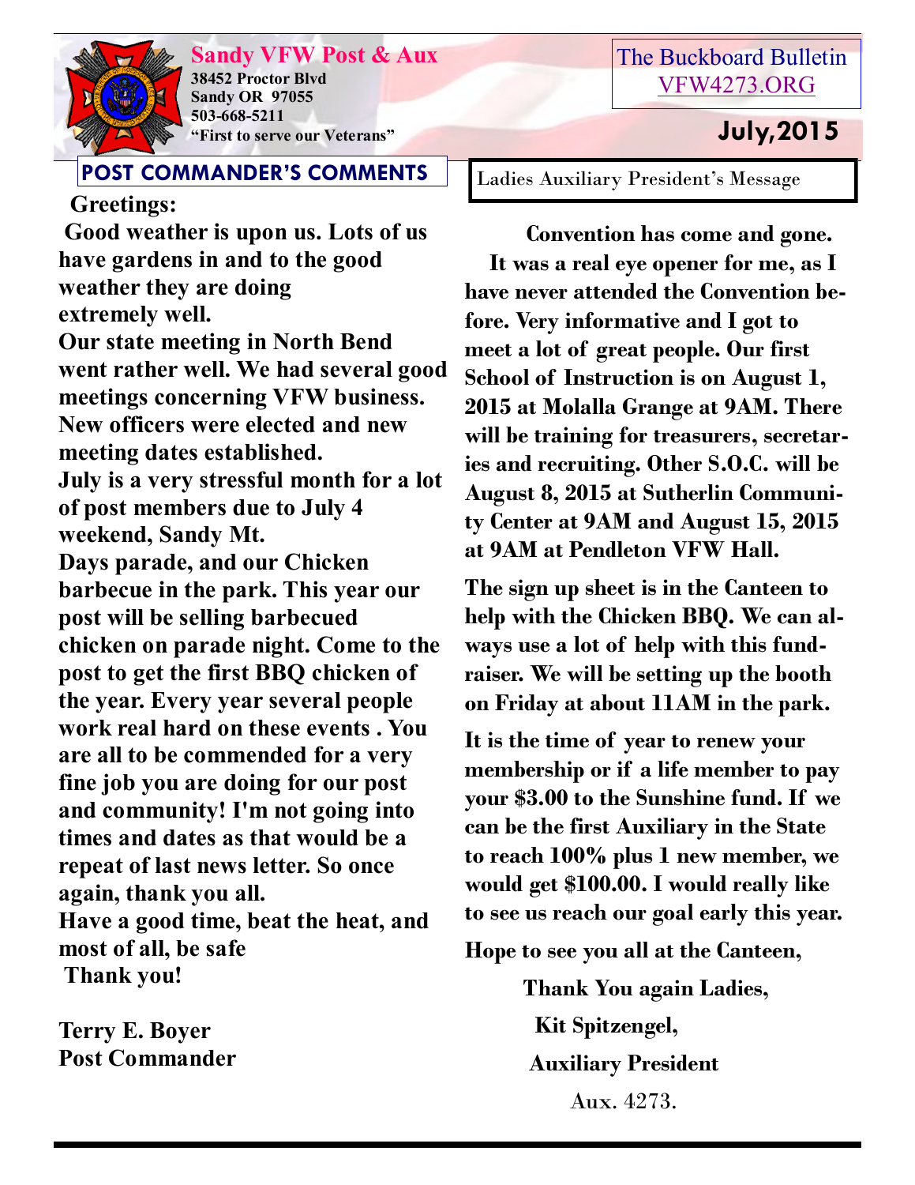**Sandy VFW Post & Aux**
38452 Proctor Blvd
Sandy OR 97055
503-668-5211
"First to serve our Veterans"

The Buckboard Bulletin
VFW4273.ORG

July,2015

## POST COMMANDER'S COMMENTS

**Greetings:**

**Good weather is upon us. Lots of us have gardens in and to the good weather they are doing extremely well.**

**Our state meeting in North Bend went rather well. We had several good meetings concerning VFW business. New officers were elected and new meeting dates established.**

**July is a very stressful month for a lot of post members due to July 4 weekend, Sandy Mt. Days parade, and our Chicken barbecue in the park. This year our post will be selling barbecued chicken on parade night. Come to the post to get the first BBQ chicken of the year. Every year several people work real hard on these events . You are all to be commended for a very fine job you are doing for our post and community! I'm not going into times and dates as that would be a repeat of last news letter. So once again, thank you all.**

**Have a good time, beat the heat, and most of all, be safe**

**Thank you!**

**Terry E. Boyer**
**Post Commander**

## Ladies Auxiliary President's Message

**Convention has come and gone. It was a real eye opener for me, as I have never attended the Convention before. Very informative and I got to meet a lot of great people. Our first School of Instruction is on August 1, 2015 at Molalla Grange at 9AM. There will be training for treasurers, secretaries and recruiting. Other S.O.C. will be August 8, 2015 at Sutherlin Community Center at 9AM and August 15, 2015 at 9AM at Pendleton VFW Hall.**

**The sign up sheet is in the Canteen to help with the Chicken BBQ. We can always use a lot of help with this fundraiser. We will be setting up the booth on Friday at about 11AM in the park.**

**It is the time of year to renew your membership or if a life member to pay your $3.00 to the Sunshine fund. If we can be the first Auxiliary in the State to reach 100% plus 1 new member, we would get $100.00. I would really like to see us reach our goal early this year.**

**Hope to see you all at the Canteen,**

**Thank You again Ladies,**

**Kit Spitzengel,**

**Auxiliary President**

Aux. 4273.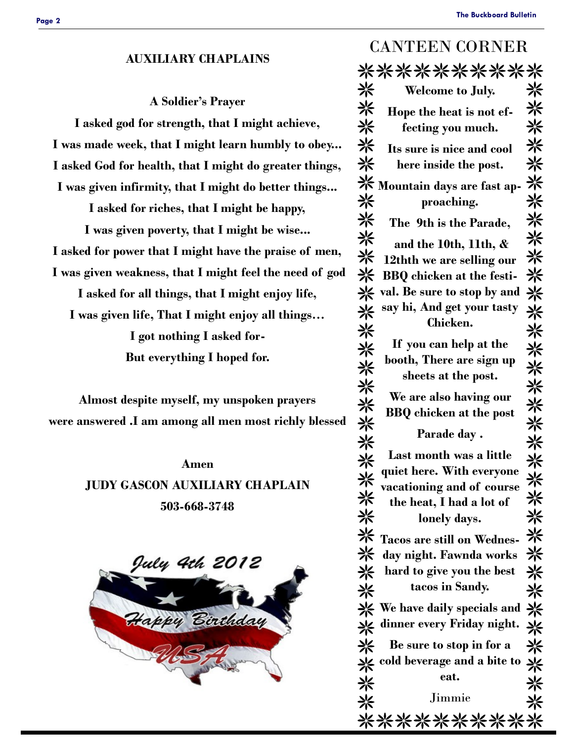## AUXILIARY CHAPLAINS

**A Soldier's Prayer**

**I asked god for strength, that I might achieve,**
**I was made week, that I might learn humbly to obey...**
**I asked God for health, that I might do greater things,**
**I was given infirmity, that I might do better things...**
**I asked for riches, that I might be happy,**
**I was given poverty, that I might be wise...**
**I asked for power that I might have the praise of men,**
**I was given weakness, that I might feel the need of god**
**I asked for all things, that I might enjoy life,**
**I was given life, That I might enjoy all things…**
**I got nothing I asked for-**
**But everything I hoped for.**

**Almost despite myself, my unspoken prayers were answered .I am among all men most richly blessed**

**Amen**

**JUDY GASCON AUXILIARY CHAPLAIN**

**503-668-3748**

## CANTEEN CORNER

**Welcome to July.**

**Hope the heat is not effecting you much.**

**Its sure is nice and cool here inside the post.**

**Mountain days are fast approaching.**

**The 9th is the Parade,**

**and the 10th, 11th, & 12thth we are selling our BBQ chicken at the festival. Be sure to stop by and say hi, And get your tasty Chicken.**

**If you can help at the booth, There are sign up sheets at the post.**

**We are also having our BBQ chicken at the post**

**Parade day .**

**Last month was a little quiet here. With everyone vacationing and of course the heat, I had a lot of lonely days.**

**Tacos are still on Wednesday night. Fawnda works hard to give you the best tacos in Sandy.**

**We have daily specials and dinner every Friday night.**

**Be sure to stop in for a cold beverage and a bite to eat.**

Jimmie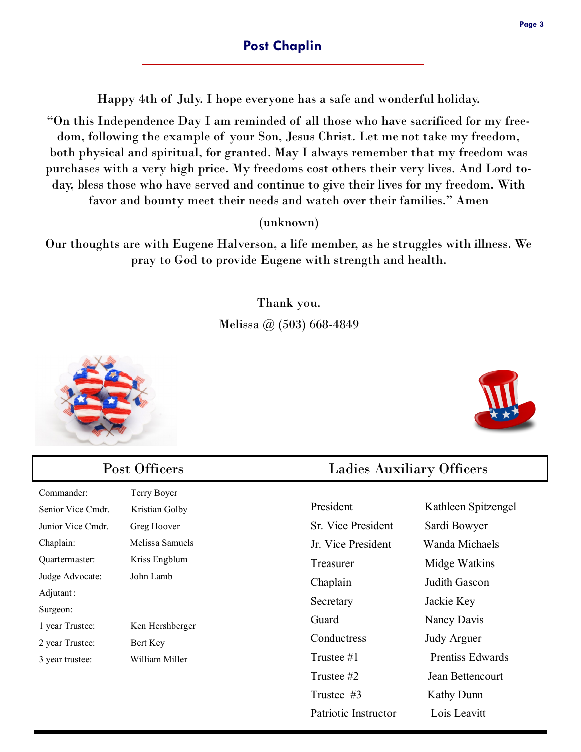## Post Chaplin

Happy 4th of July. I hope everyone has a safe and wonderful holiday.

"On this Independence Day I am reminded of all those who have sacrificed for my freedom, following the example of your Son, Jesus Christ. Let me not take my freedom, both physical and spiritual, for granted. May I always remember that my freedom was purchases with a very high price. My freedoms cost others their very lives. And Lord today, bless those who have served and continue to give their lives for my freedom. With favor and bounty meet their needs and watch over their families." Amen

(unknown)

Our thoughts are with Eugene Halverson, a life member, as he struggles with illness. We pray to God to provide Eugene with strength and health.

Thank you.

Melissa @ (503) 668-4849

## Post Officers

| | |
|---|---|
| Commander: | Terry Boyer |
| Senior Vice Cmdr. | Kristian Golby |
| Junior Vice Cmdr. | Greg Hoover |
| Chaplain: | Melissa Samuels |
| Quartermaster: | Kriss Engblum |
| Judge Advocate: | John Lamb |
| Adjutant: | |
| Surgeon: | |
| 1 year Trustee: | Ken Hershberger |
| 2 year Trustee: | Bert Key |
| 3 year trustee: | William Miller |

## Ladies Auxiliary Officers

| | |
|---|---|
| President | Kathleen Spitzengel |
| Sr. Vice President | Sardi Bowyer |
| Jr. Vice President | Wanda Michaels |
| Treasurer | Midge Watkins |
| Chaplain | Judith Gascon |
| Secretary | Jackie Key |
| Guard | Nancy Davis |
| Conductress | Judy Arguer |
| Trustee #1 | Prentiss Edwards |
| Trustee #2 | Jean Bettencourt |
| Trustee #3 | Kathy Dunn |
| Patriotic Instructor | Lois Leavitt |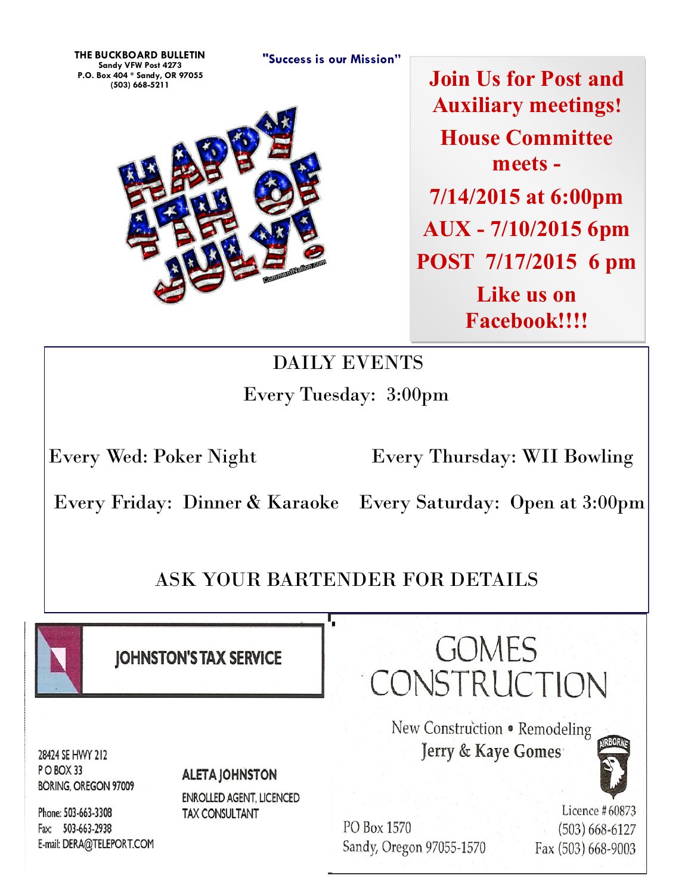**THE BUCKBOARD BULLETIN**
Sandy VFW Post 4273
P.O. Box 404 * Sandy, OR 97055
(503) 668-5211

**"Success is our Mission"**

HAPPY 4TH OF JULY!

**Join Us for Post and Auxiliary meetings!**

**House Committee meets -**

**7/14/2015 at 6:00pm**

**AUX - 7/10/2015 6pm**

**POST 7/17/2015 6 pm**

**Like us on Facebook!!!!**

## DAILY EVENTS

Every Tuesday: 3:00pm

Every Wed: Poker Night

Every Thursday: WII Bowling

Every Friday: Dinner & Karaoke

Every Saturday: Open at 3:00pm

ASK YOUR BARTENDER FOR DETAILS

**JOHNSTON'S TAX SERVICE**

28424 SE HWY 212
P O BOX 33
BORING, OREGON 97009

Phone: 503-663-3308
Fax: 503-663-2938
E-mail: DERA@TELEPORT.COM

**ALETA JOHNSTON**
ENROLLED AGENT, LICENCED TAX CONSULTANT

**GOMES CONSTRUCTION**

New Construction • Remodeling
Jerry & Kaye Gomes

PO Box 1570
Sandy, Oregon 97055-1570

Licence # 60873
(503) 668-6127
Fax (503) 668-9003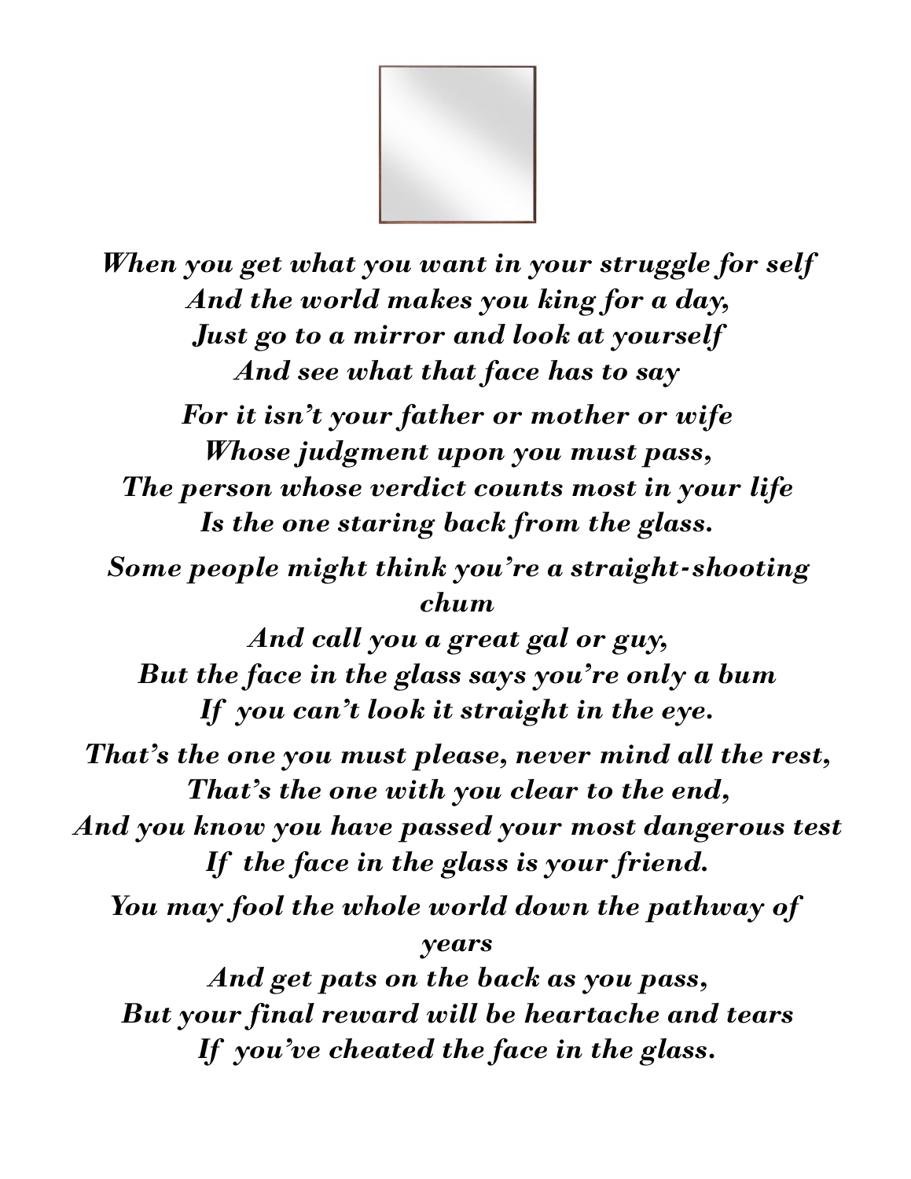*When you get what you want in your struggle for self*
*And the world makes you king for a day,*
*Just go to a mirror and look at yourself*
*And see what that face has to say*

*For it isn't your father or mother or wife*
*Whose judgment upon you must pass,*
*The person whose verdict counts most in your life*
*Is the one staring back from the glass.*

*Some people might think you're a straight-shooting chum*
*And call you a great gal or guy,*
*But the face in the glass says you're only a bum*
*If you can't look it straight in the eye.*

*That's the one you must please, never mind all the rest,*
*That's the one with you clear to the end,*
*And you know you have passed your most dangerous test*
*If the face in the glass is your friend.*

*You may fool the whole world down the pathway of years*
*And get pats on the back as you pass,*
*But your final reward will be heartache and tears*
*If you've cheated the face in the glass.*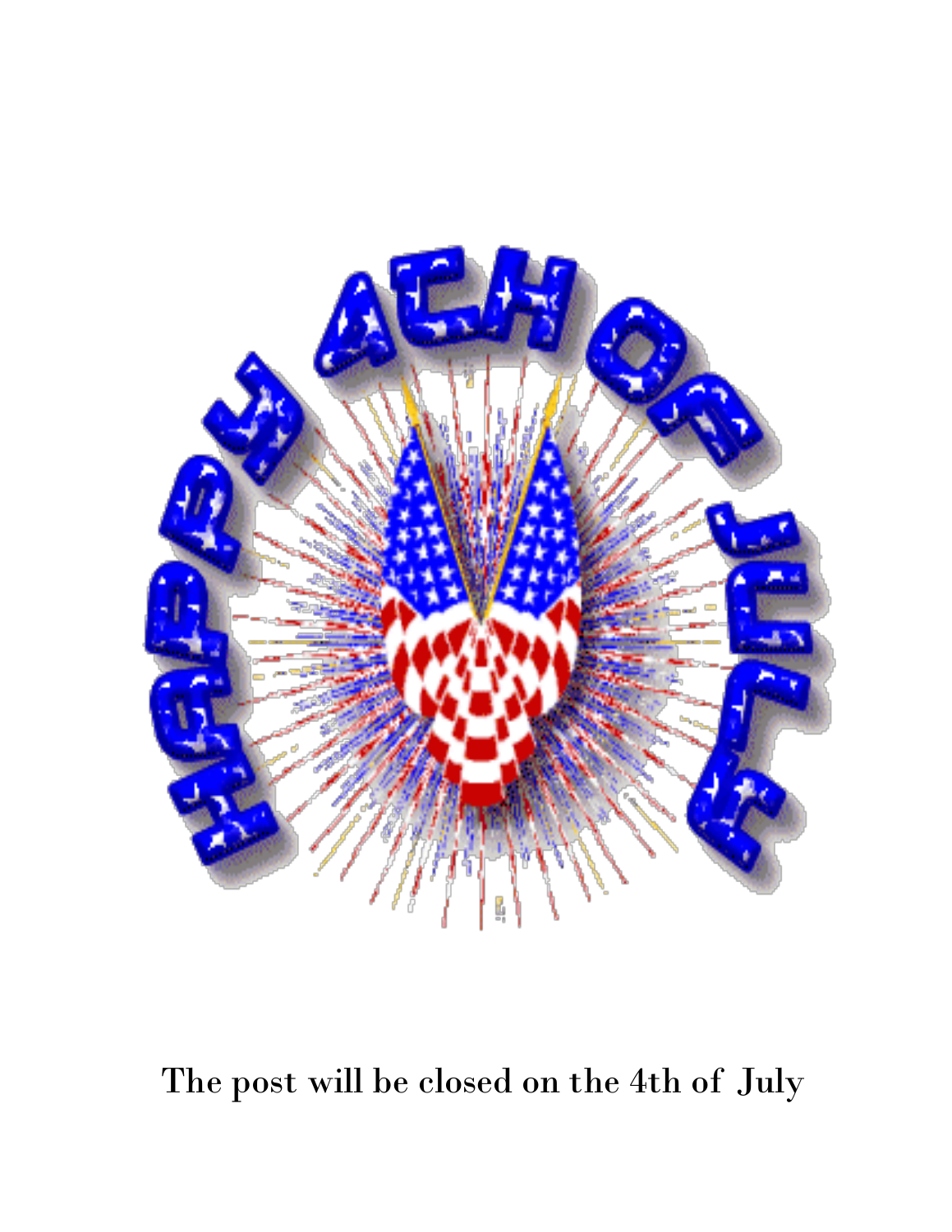The post will be closed on the 4th of July